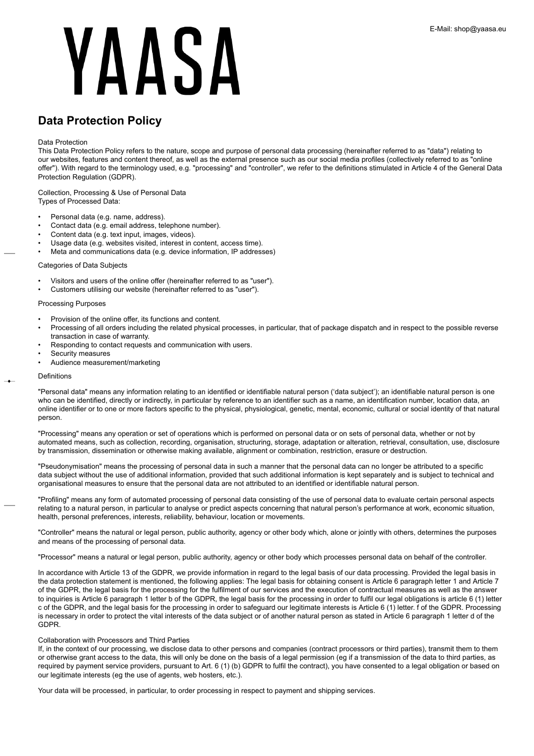# YAASA

E-Mail: shop@yaasa.eu

## Data Protection Policy

Data Protection

This Data Protection Policy refers to the nature, scope and purpose of personal data processing (hereinafter referred to as "data") relating to our websites, features and content thereof, as well as the external presence such as our social media profiles (collectively referred to as "online offer"). With regard to the terminology used, e.g. "processing" and "controller", we refer to the definitions stimulated in Article 4 of the General Data Protection Regulation (GDPR).

Collection, Processing & Use of Personal Data

Types of Processed Data:

- Personal data (e.g. name, address).
- Contact data (e.g. email address, telephone number).
- Content data (e.g. text input, images, videos).
- Usage data (e.g. websites visited, interest in content, access time).
- Meta and communications data (e.g. device information, IP addresses)

Categories of Data Subjects

- Visitors and users of the online offer (hereinafter referred to as "user").
- Customers utilising our website (hereinafter referred to as "user").

Processing Purposes

- Provision of the online offer, its functions and content.
- Processing of all orders including the related physical processes, in particular, that of package dispatch and in respect to the possible reverse transaction in case of warranty.
- Responding to contact requests and communication with users.
- Security measures
- Audience measurement/marketing

Definitions

"Personal data" means any information relating to an identified or identifiable natural person ('data subject'); an identifiable natural person is one who can be identified, directly or indirectly, in particular by reference to an identifier such as a name, an identification number, location data, an online identifier or to one or more factors specific to the physical, physiological, genetic, mental, economic, cultural or social identity of that natural person.

"Processing" means any operation or set of operations which is performed on personal data or on sets of personal data, whether or not by automated means, such as collection, recording, organisation, structuring, storage, adaptation or alteration, retrieval, consultation, use, disclosure by transmission, dissemination or otherwise making available, alignment or combination, restriction, erasure or destruction.

"Pseudonymisation" means the processing of personal data in such a manner that the personal data can no longer be attributed to a specific data subject without the use of additional information, provided that such additional information is kept separately and is subject to technical and organisational measures to ensure that the personal data are not attributed to an identified or identifiable natural person.

"Profiling" means any form of automated processing of personal data consisting of the use of personal data to evaluate certain personal aspects relating to a natural person, in particular to analyse or predict aspects concerning that natural person's performance at work, economic situation, health, personal preferences, interests, reliability, behaviour, location or movements.

"Controller" means the natural or legal person, public authority, agency or other body which, alone or jointly with others, determines the purposes and means of the processing of personal data.

"Processor" means a natural or legal person, public authority, agency or other body which processes personal data on behalf of the controller.

In accordance with Article 13 of the GDPR, we provide information in regard to the legal basis of our data processing. Provided the legal basis in the data protection statement is mentioned, the following applies: The legal basis for obtaining consent is Article 6 paragraph letter 1 and Article 7 of the GDPR, the legal basis for the processing for the fulfilment of our services and the execution of contractual measures as well as the answer to inquiries is Article 6 paragraph 1 letter b of the GDPR, the legal basis for the processing in order to fulfil our legal obligations is article 6 (1) letter c of the GDPR, and the legal basis for the processing in order to safeguard our legitimate interests is Article 6 (1) letter. f of the GDPR. Processing is necessary in order to protect the vital interests of the data subject or of another natural person as stated in Article 6 paragraph 1 letter d of the GDPR.

Collaboration with Processors and Third Parties

If, in the context of our processing, we disclose data to other persons and companies (contract processors or third parties), transmit them to them or otherwise grant access to the data, this will only be done on the basis of a legal permission (eg if a transmission of the data to third parties, as required by payment service providers, pursuant to Art. 6 (1) (b) GDPR to fulfil the contract), you have consented to a legal obligation or based on our legitimate interests (eg the use of agents, web hosters, etc.).

Your data will be processed, in particular, to order processing in respect to payment and shipping services.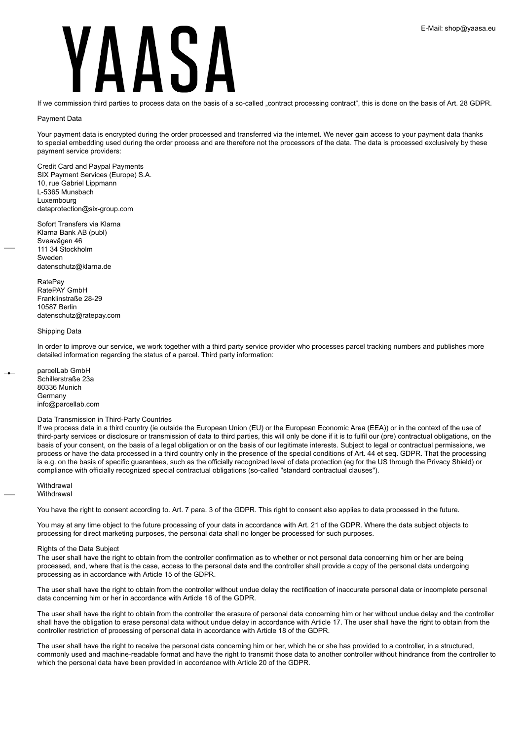If we commission third parties to process data on the basis of a so-called „contract processing contract", this is done on the basis of Art. 28 GDPR.

## Payment Data

Your payment data is encrypted during the order processed and transferred via the internet. We never gain access to your payment data thanks to special embedding used during the order process and are therefore not the processors of the data. The data is processed exclusively by these payment service providers:

Credit Card and Paypal Payments
SIX Payment Services (Europe) S.A.
10, rue Gabriel Lippmann
L-5365 Munsbach
Luxembourg
dataprotection@six-group.com

Sofort Transfers via Klarna
Klarna Bank AB (publ)
Sveavägen 46
111 34 Stockholm
Sweden
datenschutz@klarna.de

RatePay
RatePAY GmbH
Franklinstraße 28-29
10587 Berlin
datenschutz@ratepay.com

## Shipping Data

In order to improve our service, we work together with a third party service provider who processes parcel tracking numbers and publishes more detailed information regarding the status of a parcel. Third party information:

parcelLab GmbH
Schillerstraße 23a
80336 Munich
Germany
info@parcellab.com

## Data Transmission in Third-Party Countries

If we process data in a third country (ie outside the European Union (EU) or the European Economic Area (EEA)) or in the context of the use of third-party services or disclosure or transmission of data to third parties, this will only be done if it is to fulfil our (pre) contractual obligations, on the basis of your consent, on the basis of a legal obligation or on the basis of our legitimate interests. Subject to legal or contractual permissions, we process or have the data processed in a third country only in the presence of the special conditions of Art. 44 et seq. GDPR. That the processing is e.g. on the basis of specific guarantees, such as the officially recognized level of data protection (eg for the US through the Privacy Shield) or compliance with officially recognized special contractual obligations (so-called "standard contractual clauses").

## Withdrawal

### Withdrawal

You have the right to consent according to. Art. 7 para. 3 of the GDPR. This right to consent also applies to data processed in the future.

You may at any time object to the future processing of your data in accordance with Art. 21 of the GDPR. Where the data subject objects to processing for direct marketing purposes, the personal data shall no longer be processed for such purposes.

## Rights of the Data Subject

The user shall have the right to obtain from the controller confirmation as to whether or not personal data concerning him or her are being processed, and, where that is the case, access to the personal data and the controller shall provide a copy of the personal data undergoing processing as in accordance with Article 15 of the GDPR.

The user shall have the right to obtain from the controller without undue delay the rectification of inaccurate personal data or incomplete personal data concerning him or her in accordance with Article 16 of the GDPR.

The user shall have the right to obtain from the controller the erasure of personal data concerning him or her without undue delay and the controller shall have the obligation to erase personal data without undue delay in accordance with Article 17. The user shall have the right to obtain from the controller restriction of processing of personal data in accordance with Article 18 of the GDPR.

The user shall have the right to receive the personal data concerning him or her, which he or she has provided to a controller, in a structured, commonly used and machine-readable format and have the right to transmit those data to another controller without hindrance from the controller to which the personal data have been provided in accordance with Article 20 of the GDPR.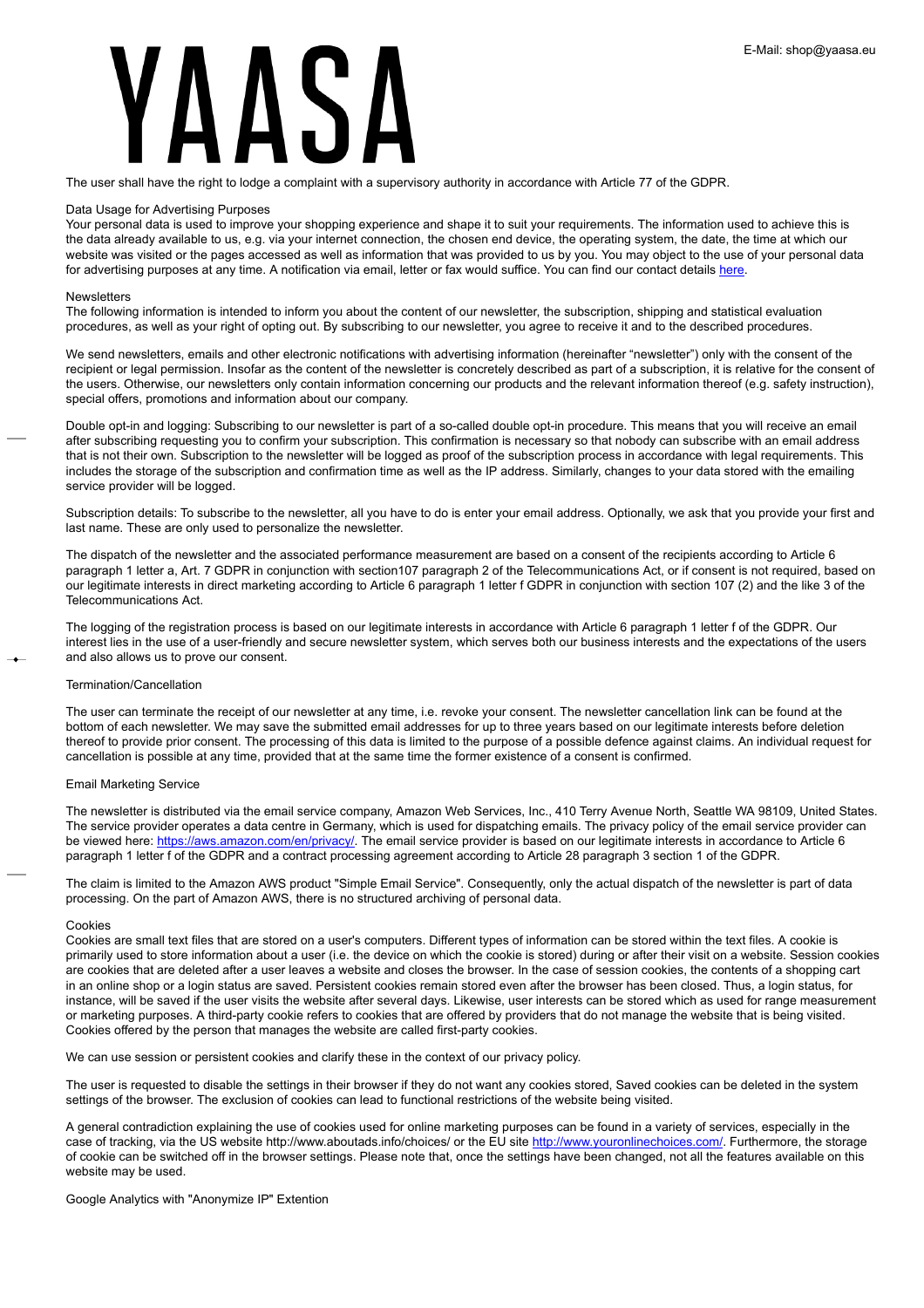The user shall have the right to lodge a complaint with a supervisory authority in accordance with Article 77 of the GDPR.

## Data Usage for Advertising Purposes

Your personal data is used to improve your shopping experience and shape it to suit your requirements. The information used to achieve this is the data already available to us, e.g. via your internet connection, the chosen end device, the operating system, the date, the time at which our website was visited or the pages accessed as well as information that was provided to us by you. You may object to the use of your personal data for advertising purposes at any time. A notification via email, letter or fax would suffice. You can find our contact details [here](#).

## Newsletters

The following information is intended to inform you about the content of our newsletter, the subscription, shipping and statistical evaluation procedures, as well as your right of opting out. By subscribing to our newsletter, you agree to receive it and to the described procedures.

We send newsletters, emails and other electronic notifications with advertising information (hereinafter "newsletter") only with the consent of the recipient or legal permission. Insofar as the content of the newsletter is concretely described as part of a subscription, it is relative for the consent of the users. Otherwise, our newsletters only contain information concerning our products and the relevant information thereof (e.g. safety instruction), special offers, promotions and information about our company.

Double opt-in and logging: Subscribing to our newsletter is part of a so-called double opt-in procedure. This means that you will receive an email after subscribing requesting you to confirm your subscription. This confirmation is necessary so that nobody can subscribe with an email address that is not their own. Subscription to the newsletter will be logged as proof of the subscription process in accordance with legal requirements. This includes the storage of the subscription and confirmation time as well as the IP address. Similarly, changes to your data stored with the emailing service provider will be logged.

Subscription details: To subscribe to the newsletter, all you have to do is enter your email address. Optionally, we ask that you provide your first and last name. These are only used to personalize the newsletter.

The dispatch of the newsletter and the associated performance measurement are based on a consent of the recipients according to Article 6 paragraph 1 letter a, Art. 7 GDPR in conjunction with section107 paragraph 2 of the Telecommunications Act, or if consent is not required, based on our legitimate interests in direct marketing according to Article 6 paragraph 1 letter f GDPR in conjunction with section 107 (2) and the like 3 of the Telecommunications Act.

The logging of the registration process is based on our legitimate interests in accordance with Article 6 paragraph 1 letter f of the GDPR. Our interest lies in the use of a user-friendly and secure newsletter system, which serves both our business interests and the expectations of the users and also allows us to prove our consent.

## Termination/Cancellation

The user can terminate the receipt of our newsletter at any time, i.e. revoke your consent. The newsletter cancellation link can be found at the bottom of each newsletter. We may save the submitted email addresses for up to three years based on our legitimate interests before deletion thereof to provide prior consent. The processing of this data is limited to the purpose of a possible defence against claims. An individual request for cancellation is possible at any time, provided that at the same time the former existence of a consent is confirmed.

## Email Marketing Service

The newsletter is distributed via the email service company, Amazon Web Services, Inc., 410 Terry Avenue North, Seattle WA 98109, United States. The service provider operates a data centre in Germany, which is used for dispatching emails. The privacy policy of the email service provider can be viewed here: [https://aws.amazon.com/en/privacy/](https://aws.amazon.com/en/privacy/). The email service provider is based on our legitimate interests in accordance to Article 6 paragraph 1 letter f of the GDPR and a contract processing agreement according to Article 28 paragraph 3 section 1 of the GDPR.

The claim is limited to the Amazon AWS product "Simple Email Service". Consequently, only the actual dispatch of the newsletter is part of data processing. On the part of Amazon AWS, there is no structured archiving of personal data.

## Cookies

Cookies are small text files that are stored on a user's computers. Different types of information can be stored within the text files. A cookie is primarily used to store information about a user (i.e. the device on which the cookie is stored) during or after their visit on a website. Session cookies are cookies that are deleted after a user leaves a website and closes the browser. In the case of session cookies, the contents of a shopping cart in an online shop or a login status are saved. Persistent cookies remain stored even after the browser has been closed. Thus, a login status, for instance, will be saved if the user visits the website after several days. Likewise, user interests can be stored which as used for range measurement or marketing purposes. A third-party cookie refers to cookies that are offered by providers that do not manage the website that is being visited. Cookies offered by the person that manages the website are called first-party cookies.

We can use session or persistent cookies and clarify these in the context of our privacy policy.

The user is requested to disable the settings in their browser if they do not want any cookies stored, Saved cookies can be deleted in the system settings of the browser. The exclusion of cookies can lead to functional restrictions of the website being visited.

A general contradiction explaining the use of cookies used for online marketing purposes can be found in a variety of services, especially in the case of tracking, via the US website http://www.aboutads.info/choices/ or the EU site [http://www.youronlinechoices.com/](http://www.youronlinechoices.com/). Furthermore, the storage of cookie can be switched off in the browser settings. Please note that, once the settings have been changed, not all the features available on this website may be used.

## Google Analytics with "Anonymize IP" Extention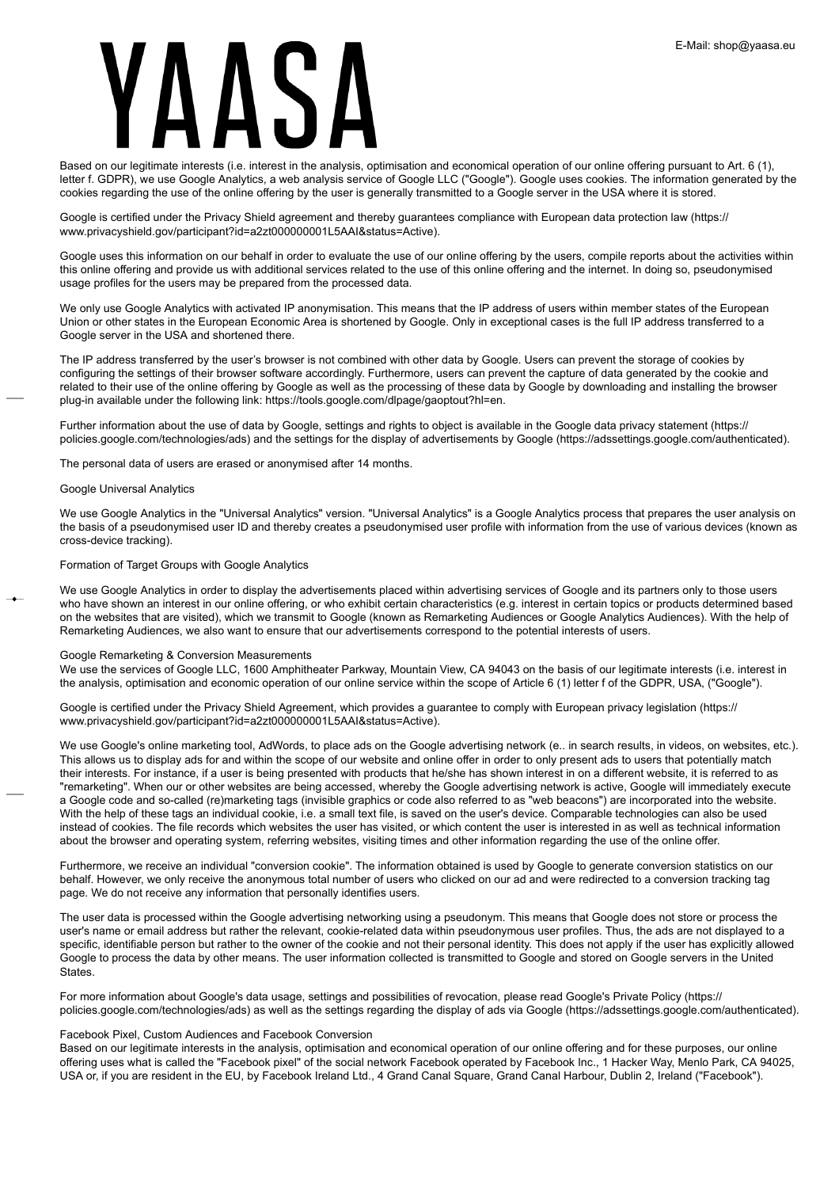Based on our legitimate interests (i.e. interest in the analysis, optimisation and economical operation of our online offering pursuant to Art. 6 (1), letter f. GDPR), we use Google Analytics, a web analysis service of Google LLC ("Google"). Google uses cookies. The information generated by the cookies regarding the use of the online offering by the user is generally transmitted to a Google server in the USA where it is stored.

Google is certified under the Privacy Shield agreement and thereby guarantees compliance with European data protection law (https://www.privacyshield.gov/participant?id=a2zt000000001L5AAI&status=Active).

Google uses this information on our behalf in order to evaluate the use of our online offering by the users, compile reports about the activities within this online offering and provide us with additional services related to the use of this online offering and the internet. In doing so, pseudonymised usage profiles for the users may be prepared from the processed data.

We only use Google Analytics with activated IP anonymisation. This means that the IP address of users within member states of the European Union or other states in the European Economic Area is shortened by Google. Only in exceptional cases is the full IP address transferred to a Google server in the USA and shortened there.

The IP address transferred by the user's browser is not combined with other data by Google. Users can prevent the storage of cookies by configuring the settings of their browser software accordingly. Furthermore, users can prevent the capture of data generated by the cookie and related to their use of the online offering by Google as well as the processing of these data by Google by downloading and installing the browser plug-in available under the following link: https://tools.google.com/dlpage/gaoptout?hl=en.

Further information about the use of data by Google, settings and rights to object is available in the Google data privacy statement (https://policies.google.com/technologies/ads) and the settings for the display of advertisements by Google (https://adssettings.google.com/authenticated).

The personal data of users are erased or anonymised after 14 months.

Google Universal Analytics

We use Google Analytics in the "Universal Analytics" version. "Universal Analytics" is a Google Analytics process that prepares the user analysis on the basis of a pseudonymised user ID and thereby creates a pseudonymised user profile with information from the use of various devices (known as cross-device tracking).

Formation of Target Groups with Google Analytics

We use Google Analytics in order to display the advertisements placed within advertising services of Google and its partners only to those users who have shown an interest in our online offering, or who exhibit certain characteristics (e.g. interest in certain topics or products determined based on the websites that are visited), which we transmit to Google (known as Remarketing Audiences or Google Analytics Audiences). With the help of Remarketing Audiences, we also want to ensure that our advertisements correspond to the potential interests of users.

Google Remarketing & Conversion Measurements
We use the services of Google LLC, 1600 Amphitheater Parkway, Mountain View, CA 94043 on the basis of our legitimate interests (i.e. interest in the analysis, optimisation and economic operation of our online service within the scope of Article 6 (1) letter f of the GDPR, USA, ("Google").

Google is certified under the Privacy Shield Agreement, which provides a guarantee to comply with European privacy legislation (https://www.privacyshield.gov/participant?id=a2zt000000001L5AAI&status=Active).

We use Google's online marketing tool, AdWords, to place ads on the Google advertising network (e.. in search results, in videos, on websites, etc.). This allows us to display ads for and within the scope of our website and online offer in order to only present ads to users that potentially match their interests. For instance, if a user is being presented with products that he/she has shown interest in on a different website, it is referred to as "remarketing". When our or other websites are being accessed, whereby the Google advertising network is active, Google will immediately execute a Google code and so-called (re)marketing tags (invisible graphics or code also referred to as "web beacons") are incorporated into the website. With the help of these tags an individual cookie, i.e. a small text file, is saved on the user's device. Comparable technologies can also be used instead of cookies. The file records which websites the user has visited, or which content the user is interested in as well as technical information about the browser and operating system, referring websites, visiting times and other information regarding the use of the online offer.

Furthermore, we receive an individual "conversion cookie". The information obtained is used by Google to generate conversion statistics on our behalf. However, we only receive the anonymous total number of users who clicked on our ad and were redirected to a conversion tracking tag page. We do not receive any information that personally identifies users.

The user data is processed within the Google advertising networking using a pseudonym. This means that Google does not store or process the user's name or email address but rather the relevant, cookie-related data within pseudonymous user profiles. Thus, the ads are not displayed to a specific, identifiable person but rather to the owner of the cookie and not their personal identity. This does not apply if the user has explicitly allowed Google to process the data by other means. The user information collected is transmitted to Google and stored on Google servers in the United States.

For more information about Google's data usage, settings and possibilities of revocation, please read Google's Private Policy (https://policies.google.com/technologies/ads) as well as the settings regarding the display of ads via Google (https://adssettings.google.com/authenticated).

Facebook Pixel, Custom Audiences and Facebook Conversion
Based on our legitimate interests in the analysis, optimisation and economical operation of our online offering and for these purposes, our online offering uses what is called the "Facebook pixel" of the social network Facebook operated by Facebook Inc., 1 Hacker Way, Menlo Park, CA 94025, USA or, if you are resident in the EU, by Facebook Ireland Ltd., 4 Grand Canal Square, Grand Canal Harbour, Dublin 2, Ireland ("Facebook").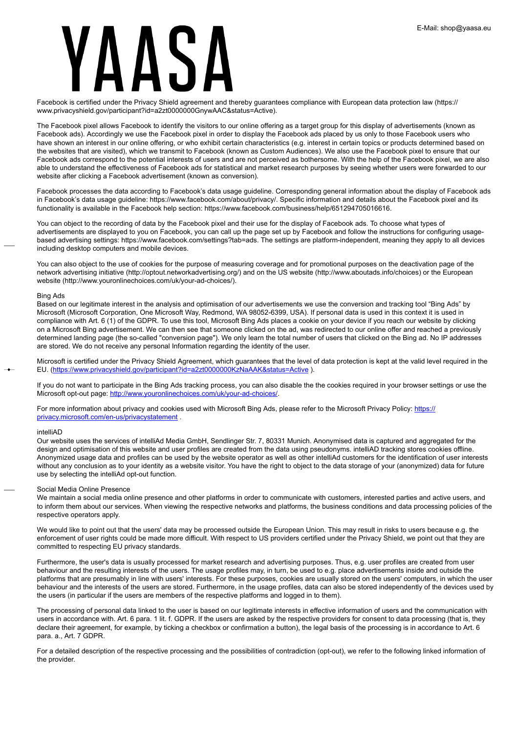Facebook is certified under the Privacy Shield agreement and thereby guarantees compliance with European data protection law (https://www.privacyshield.gov/participant?id=a2zt0000000GnywAAC&status=Active).

The Facebook pixel allows Facebook to identify the visitors to our online offering as a target group for this display of advertisements (known as Facebook ads). Accordingly we use the Facebook pixel in order to display the Facebook ads placed by us only to those Facebook users who have shown an interest in our online offering, or who exhibit certain characteristics (e.g. interest in certain topics or products determined based on the websites that are visited), which we transmit to Facebook (known as Custom Audiences). We also use the Facebook pixel to ensure that our Facebook ads correspond to the potential interests of users and are not perceived as bothersome. With the help of the Facebook pixel, we are also able to understand the effectiveness of Facebook ads for statistical and market research purposes by seeing whether users were forwarded to our website after clicking a Facebook advertisement (known as conversion).

Facebook processes the data according to Facebook's data usage guideline. Corresponding general information about the display of Facebook ads in Facebook's data usage guideline: https://www.facebook.com/about/privacy/. Specific information and details about the Facebook pixel and its functionality is available in the Facebook help section: https://www.facebook.com/business/help/651294705016616.

You can object to the recording of data by the Facebook pixel and their use for the display of Facebook ads. To choose what types of advertisements are displayed to you on Facebook, you can call up the page set up by Facebook and follow the instructions for configuring usage-based advertising settings: https://www.facebook.com/settings?tab=ads. The settings are platform-independent, meaning they apply to all devices including desktop computers and mobile devices.

You can also object to the use of cookies for the purpose of measuring coverage and for promotional purposes on the deactivation page of the network advertising initiative (http://optout.networkadvertising.org/) and on the US website (http://www.aboutads.info/choices) or the European website (http://www.youronlinechoices.com/uk/your-ad-choices/).

Bing Ads

Based on our legitimate interest in the analysis and optimisation of our advertisements we use the conversion and tracking tool "Bing Ads" by Microsoft (Microsoft Corporation, One Microsoft Way, Redmond, WA 98052-6399, USA). If personal data is used in this context it is used in compliance with Art. 6 (1) of the GDPR. To use this tool, Microsoft Bing Ads places a cookie on your device if you reach our website by clicking on a Microsoft Bing advertisement. We can then see that someone clicked on the ad, was redirected to our online offer and reached a previously determined landing page (the so-called "conversion page"). We only learn the total number of users that clicked on the Bing ad. No IP addresses are stored. We do not receive any personal Information regarding the identity of the user.

Microsoft is certified under the Privacy Shield Agreement, which guarantees that the level of data protection is kept at the valid level required in the EU. (https://www.privacyshield.gov/participant?id=a2zt0000000KzNaAAK&status=Active ).

If you do not want to participate in the Bing Ads tracking process, you can also disable the the cookies required in your browser settings or use the Microsoft opt-out page: http://www.youronlinechoices.com/uk/your-ad-choices/.

For more information about privacy and cookies used with Microsoft Bing Ads, please refer to the Microsoft Privacy Policy: https://privacy.microsoft.com/en-us/privacystatement .

intelliAD

Our website uses the services of intelliAd Media GmbH, Sendlinger Str. 7, 80331 Munich. Anonymised data is captured and aggregated for the design and optimisation of this website and user profiles are created from the data using pseudonyms. intelliAD tracking stores cookies offline. Anonymized usage data and profiles can be used by the website operator as well as other intelliAd customers for the identification of user interests without any conclusion as to your identity as a website visitor. You have the right to object to the data storage of your (anonymized) data for future use by selecting the intelliAd opt-out function.

Social Media Online Presence

We maintain a social media online presence and other platforms in order to communicate with customers, interested parties and active users, and to inform them about our services. When viewing the respective networks and platforms, the business conditions and data processing policies of the respective operators apply.

We would like to point out that the users' data may be processed outside the European Union. This may result in risks to users because e.g. the enforcement of user rights could be made more difficult. With respect to US providers certified under the Privacy Shield, we point out that they are committed to respecting EU privacy standards.

Furthermore, the user's data is usually processed for market research and advertising purposes. Thus, e.g. user profiles are created from user behaviour and the resulting interests of the users. The usage profiles may, in turn, be used to e.g. place advertisements inside and outside the platforms that are presumably in line with users' interests. For these purposes, cookies are usually stored on the users' computers, in which the user behaviour and the interests of the users are stored. Furthermore, in the usage profiles, data can also be stored independently of the devices used by the users (in particular if the users are members of the respective platforms and logged in to them).

The processing of personal data linked to the user is based on our legitimate interests in effective information of users and the communication with users in accordance with. Art. 6 para. 1 lit. f. GDPR. If the users are asked by the respective providers for consent to data processing (that is, they declare their agreement, for example, by ticking a checkbox or confirmation a button), the legal basis of the processing is in accordance to Art. 6 para. a., Art. 7 GDPR.

For a detailed description of the respective processing and the possibilities of contradiction (opt-out), we refer to the following linked information of the provider.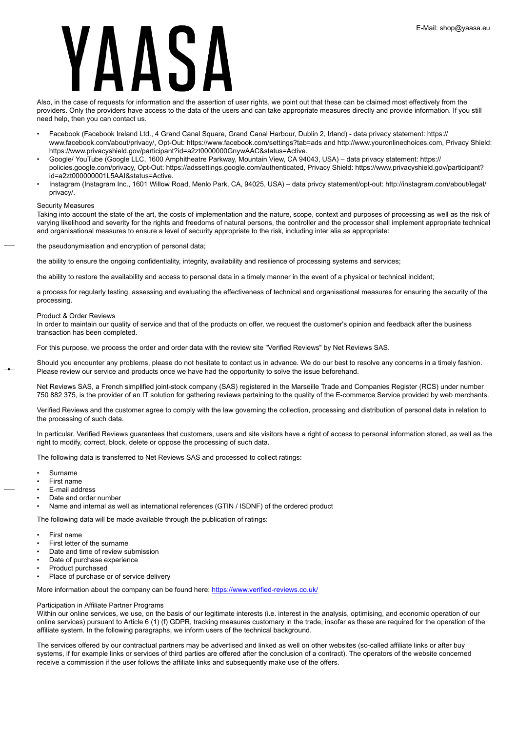Also, in the case of requests for information and the assertion of user rights, we point out that these can be claimed most effectively from the providers. Only the providers have access to the data of the users and can take appropriate measures directly and provide information. If you still need help, then you can contact us.

- Facebook (Facebook Ireland Ltd., 4 Grand Canal Square, Grand Canal Harbour, Dublin 2, Irland) - data privacy statement: https://www.facebook.com/about/privacy/, Opt-Out: https://www.facebook.com/settings?tab=ads and http://www.youronlinechoices.com, Privacy Shield: https://www.privacyshield.gov/participant?id=a2zt0000000GnywAAC&status=Active.
- Google/ YouTube (Google LLC, 1600 Amphitheatre Parkway, Mountain View, CA 94043, USA) – data privacy statement: https://policies.google.com/privacy, Opt-Out: https://adssettings.google.com/authenticated, Privacy Shield: https://www.privacyshield.gov/participant?id=a2zt000000001L5AAI&status=Active.
- Instagram (Instagram Inc., 1601 Willow Road, Menlo Park, CA, 94025, USA) – data privcy statement/opt-out: http://instagram.com/about/legal/privacy/.

### Security Measures

Taking into account the state of the art, the costs of implementation and the nature, scope, context and purposes of processing as well as the risk of varying likelihood and severity for the rights and freedoms of natural persons, the controller and the processor shall implement appropriate technical and organisational measures to ensure a level of security appropriate to the risk, including inter alia as appropriate:

the pseudonymisation and encryption of personal data;

the ability to ensure the ongoing confidentiality, integrity, availability and resilience of processing systems and services;

the ability to restore the availability and access to personal data in a timely manner in the event of a physical or technical incident;

a process for regularly testing, assessing and evaluating the effectiveness of technical and organisational measures for ensuring the security of the processing.

### Product & Order Reviews

In order to maintain our quality of service and that of the products on offer, we request the customer's opinion and feedback after the business transaction has been completed.

For this purpose, we process the order and order data with the review site "Verified Reviews" by Net Reviews SAS.

Should you encounter any problems, please do not hesitate to contact us in advance. We do our best to resolve any concerns in a timely fashion. Please review our service and products once we have had the opportunity to solve the issue beforehand.

Net Reviews SAS, a French simplified joint-stock company (SAS) registered in the Marseille Trade and Companies Register (RCS) under number 750 882 375, is the provider of an IT solution for gathering reviews pertaining to the quality of the E-commerce Service provided by web merchants.

Verified Reviews and the customer agree to comply with the law governing the collection, processing and distribution of personal data in relation to the processing of such data.

In particular, Verified Reviews guarantees that customers, users and site visitors have a right of access to personal information stored, as well as the right to modify, correct, block, delete or oppose the processing of such data.

The following data is transferred to Net Reviews SAS and processed to collect ratings:

- Surname
- First name
- E-mail address
- Date and order number
- Name and internal as well as international references (GTIN / ISDNF) of the ordered product

The following data will be made available through the publication of ratings:

- First name
- First letter of the surname
- Date and time of review submission
- Date of purchase experience
- Product purchased
- Place of purchase or of service delivery

More information about the company can be found here: [https://www.verified-reviews.co.uk/](https://www.verified-reviews.co.uk/)

### Participation in Affiliate Partner Programs

Within our online services, we use, on the basis of our legitimate interests (i.e. interest in the analysis, optimising, and economic operation of our online services) pursuant to Article 6 (1) (f) GDPR, tracking measures customary in the trade, insofar as these are required for the operation of the affiliate system. In the following paragraphs, we inform users of the technical background.

The services offered by our contractual partners may be advertised and linked as well on other websites (so-called affiliate links or after buy systems, if for example links or services of third parties are offered after the conclusion of a contract). The operators of the website concerned receive a commission if the user follows the affiliate links and subsequently make use of the offers.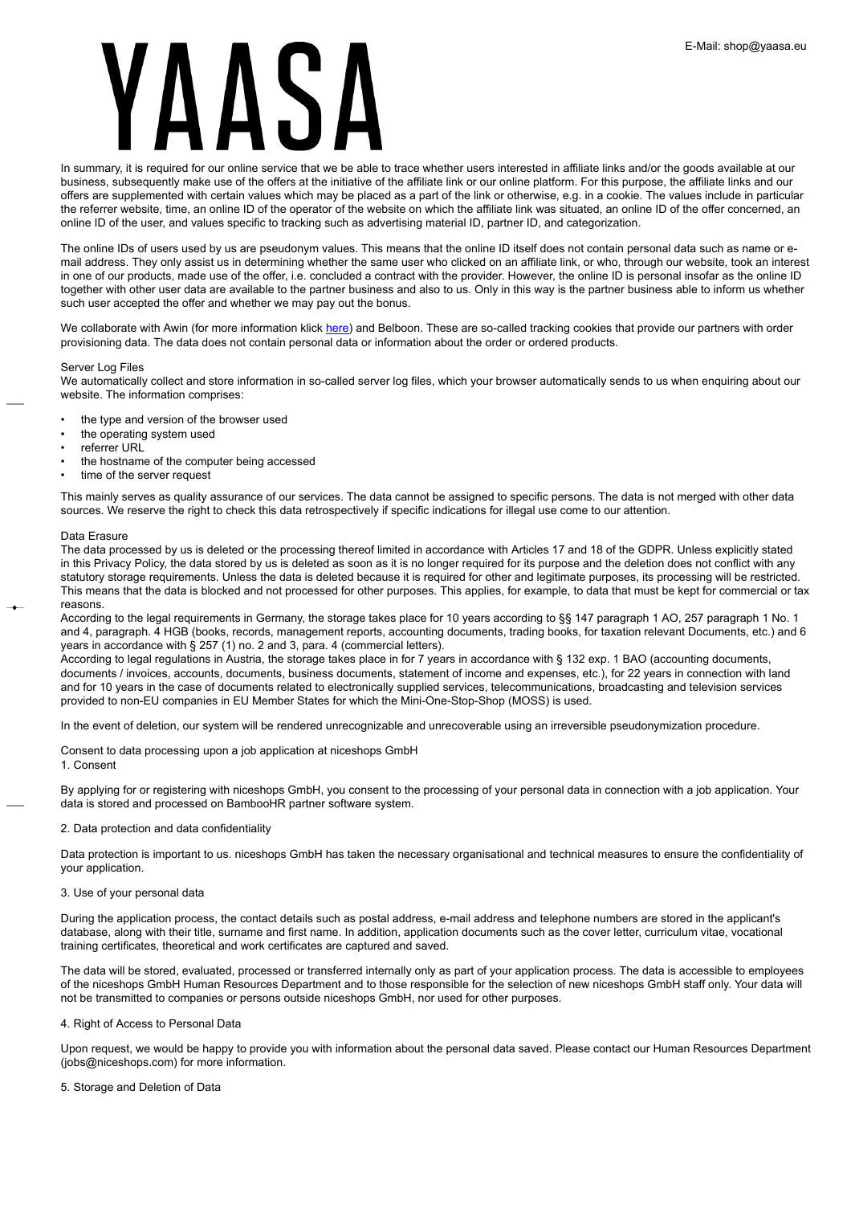In summary, it is required for our online service that we be able to trace whether users interested in affiliate links and/or the goods available at our business, subsequently make use of the offers at the initiative of the affiliate link or our online platform. For this purpose, the affiliate links and our offers are supplemented with certain values which may be placed as a part of the link or otherwise, e.g. in a cookie. The values include in particular the referrer website, time, an online ID of the operator of the website on which the affiliate link was situated, an online ID of the offer concerned, an online ID of the user, and values specific to tracking such as advertising material ID, partner ID, and categorization.

The online IDs of users used by us are pseudonym values. This means that the online ID itself does not contain personal data such as name or e-mail address. They only assist us in determining whether the same user who clicked on an affiliate link, or who, through our website, took an interest in one of our products, made use of the offer, i.e. concluded a contract with the provider. However, the online ID is personal insofar as the online ID together with other user data are available to the partner business and also to us. Only in this way is the partner business able to inform us whether such user accepted the offer and whether we may pay out the bonus.

We collaborate with Awin (for more information klick here) and Belboon. These are so-called tracking cookies that provide our partners with order provisioning data. The data does not contain personal data or information about the order or ordered products.

Server Log Files

We automatically collect and store information in so-called server log files, which your browser automatically sends to us when enquiring about our website. The information comprises:

- the type and version of the browser used
- the operating system used
- referrer URL
- the hostname of the computer being accessed
- time of the server request

This mainly serves as quality assurance of our services. The data cannot be assigned to specific persons. The data is not merged with other data sources. We reserve the right to check this data retrospectively if specific indications for illegal use come to our attention.

Data Erasure

The data processed by us is deleted or the processing thereof limited in accordance with Articles 17 and 18 of the GDPR. Unless explicitly stated in this Privacy Policy, the data stored by us is deleted as soon as it is no longer required for its purpose and the deletion does not conflict with any statutory storage requirements. Unless the data is deleted because it is required for other and legitimate purposes, its processing will be restricted. This means that the data is blocked and not processed for other purposes. This applies, for example, to data that must be kept for commercial or tax reasons.

According to the legal requirements in Germany, the storage takes place for 10 years according to §§ 147 paragraph 1 AO, 257 paragraph 1 No. 1 and 4, paragraph. 4 HGB (books, records, management reports, accounting documents, trading books, for taxation relevant Documents, etc.) and 6 years in accordance with § 257 (1) no. 2 and 3, para. 4 (commercial letters).

According to legal regulations in Austria, the storage takes place in for 7 years in accordance with § 132 exp. 1 BAO (accounting documents, documents / invoices, accounts, documents, business documents, statement of income and expenses, etc.), for 22 years in connection with land and for 10 years in the case of documents related to electronically supplied services, telecommunications, broadcasting and television services provided to non-EU companies in EU Member States for which the Mini-One-Stop-Shop (MOSS) is used.

In the event of deletion, our system will be rendered unrecognizable and unrecoverable using an irreversible pseudonymization procedure.

Consent to data processing upon a job application at niceshops GmbH

1. Consent

By applying for or registering with niceshops GmbH, you consent to the processing of your personal data in connection with a job application. Your data is stored and processed on BambooHR partner software system.

2. Data protection and data confidentiality

Data protection is important to us. niceshops GmbH has taken the necessary organisational and technical measures to ensure the confidentiality of your application.

3. Use of your personal data

During the application process, the contact details such as postal address, e-mail address and telephone numbers are stored in the applicant's database, along with their title, surname and first name. In addition, application documents such as the cover letter, curriculum vitae, vocational training certificates, theoretical and work certificates are captured and saved.

The data will be stored, evaluated, processed or transferred internally only as part of your application process. The data is accessible to employees of the niceshops GmbH Human Resources Department and to those responsible for the selection of new niceshops GmbH staff only. Your data will not be transmitted to companies or persons outside niceshops GmbH, nor used for other purposes.

4. Right of Access to Personal Data

Upon request, we would be happy to provide you with information about the personal data saved. Please contact our Human Resources Department (jobs@niceshops.com) for more information.

5. Storage and Deletion of Data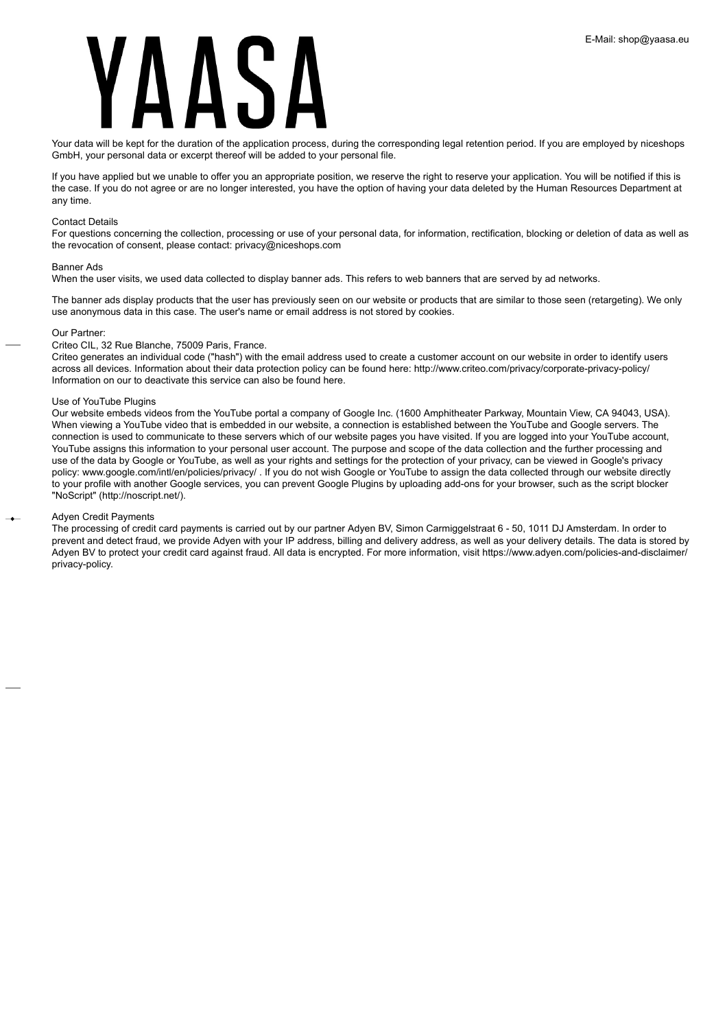Your data will be kept for the duration of the application process, during the corresponding legal retention period. If you are employed by niceshops GmbH, your personal data or excerpt thereof will be added to your personal file.

If you have applied but we unable to offer you an appropriate position, we reserve the right to reserve your application. You will be notified if this is the case. If you do not agree or are no longer interested, you have the option of having your data deleted by the Human Resources Department at any time.

Contact Details
For questions concerning the collection, processing or use of your personal data, for information, rectification, blocking or deletion of data as well as the revocation of consent, please contact: privacy@niceshops.com

Banner Ads
When the user visits, we used data collected to display banner ads. This refers to web banners that are served by ad networks.

The banner ads display products that the user has previously seen on our website or products that are similar to those seen (retargeting). We only use anonymous data in this case. The user's name or email address is not stored by cookies.

Our Partner:
Criteo CIL, 32 Rue Blanche, 75009 Paris, France.
Criteo generates an individual code ("hash") with the email address used to create a customer account on our website in order to identify users across all devices. Information about their data protection policy can be found here: http://www.criteo.com/privacy/corporate-privacy-policy/
Information on our to deactivate this service can also be found here.

Use of YouTube Plugins
Our website embeds videos from the YouTube portal a company of Google Inc. (1600 Amphitheater Parkway, Mountain View, CA 94043, USA). When viewing a YouTube video that is embedded in our website, a connection is established between the YouTube and Google servers. The connection is used to communicate to these servers which of our website pages you have visited. If you are logged into your YouTube account, YouTube assigns this information to your personal user account. The purpose and scope of the data collection and the further processing and use of the data by Google or YouTube, as well as your rights and settings for the protection of your privacy, can be viewed in Google's privacy policy: www.google.com/intl/en/policies/privacy/ . If you do not wish Google or YouTube to assign the data collected through our website directly to your profile with another Google services, you can prevent Google Plugins by uploading add-ons for your browser, such as the script blocker "NoScript" (http://noscript.net/).

Adyen Credit Payments
The processing of credit card payments is carried out by our partner Adyen BV, Simon Carmiggelstraat 6 - 50, 1011 DJ Amsterdam. In order to prevent and detect fraud, we provide Adyen with your IP address, billing and delivery address, as well as your delivery details. The data is stored by Adyen BV to protect your credit card against fraud. All data is encrypted. For more information, visit https://www.adyen.com/policies-and-disclaimer/privacy-policy.